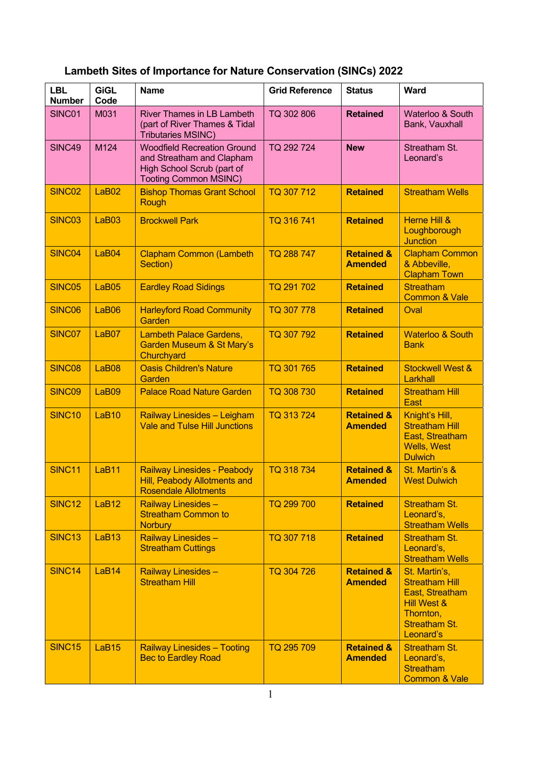# Lambeth Sites of Importance for Nature Conservation (SINCs) 2022

| LBL Number | GiGL Code | Name | Grid Reference | Status | Ward |
|---|---|---|---|---|---|
| SINC01 | M031 | River Thames in LB Lambeth (part of River Thames & Tidal Tributaries MSINC) | TQ 302 806 | **Retained** | Waterloo & South Bank, Vauxhall |
| SINC49 | M124 | Woodfield Recreation Ground and Streatham and Clapham High School Scrub (part of Tooting Common MSINC) | TQ 292 724 | **New** | Streatham St. Leonard's |
| SINC02 | LaB02 | Bishop Thomas Grant School Rough | TQ 307 712 | **Retained** | Streatham Wells |
| SINC03 | LaB03 | Brockwell Park | TQ 316 741 | **Retained** | Herne Hill & Loughborough Junction |
| SINC04 | LaB04 | Clapham Common (Lambeth Section) | TQ 288 747 | **Retained & Amended** | Clapham Common & Abbeville, Clapham Town |
| SINC05 | LaB05 | Eardley Road Sidings | TQ 291 702 | **Retained** | Streatham Common & Vale |
| SINC06 | LaB06 | Harleyford Road Community Garden | TQ 307 778 | **Retained** | Oval |
| SINC07 | LaB07 | Lambeth Palace Gardens, Garden Museum & St Mary's Churchyard | TQ 307 792 | **Retained** | Waterloo & South Bank |
| SINC08 | LaB08 | Oasis Children's Nature Garden | TQ 301 765 | **Retained** | Stockwell West & Larkhall |
| SINC09 | LaB09 | Palace Road Nature Garden | TQ 308 730 | **Retained** | Streatham Hill East |
| SINC10 | LaB10 | Railway Linesides – Leigham Vale and Tulse Hill Junctions | TQ 313 724 | **Retained & Amended** | Knight's Hill, Streatham Hill East, Streatham Wells, West Dulwich |
| SINC11 | LaB11 | Railway Linesides - Peabody Hill, Peabody Allotments and Rosendale Allotments | TQ 318 734 | **Retained & Amended** | St. Martin's & West Dulwich |
| SINC12 | LaB12 | Railway Linesides – Streatham Common to Norbury | TQ 299 700 | **Retained** | Streatham St. Leonard's, Streatham Wells |
| SINC13 | LaB13 | Railway Linesides – Streatham Cuttings | TQ 307 718 | **Retained** | Streatham St. Leonard's, Streatham Wells |
| SINC14 | LaB14 | Railway Linesides – Streatham Hill | TQ 304 726 | **Retained & Amended** | St. Martin's, Streatham Hill East, Streatham Hill West & Thornton, Streatham St. Leonard's |
| SINC15 | LaB15 | Railway Linesides – Tooting Bec to Eardley Road | TQ 295 709 | **Retained & Amended** | Streatham St. Leonard's, Streatham Common & Vale |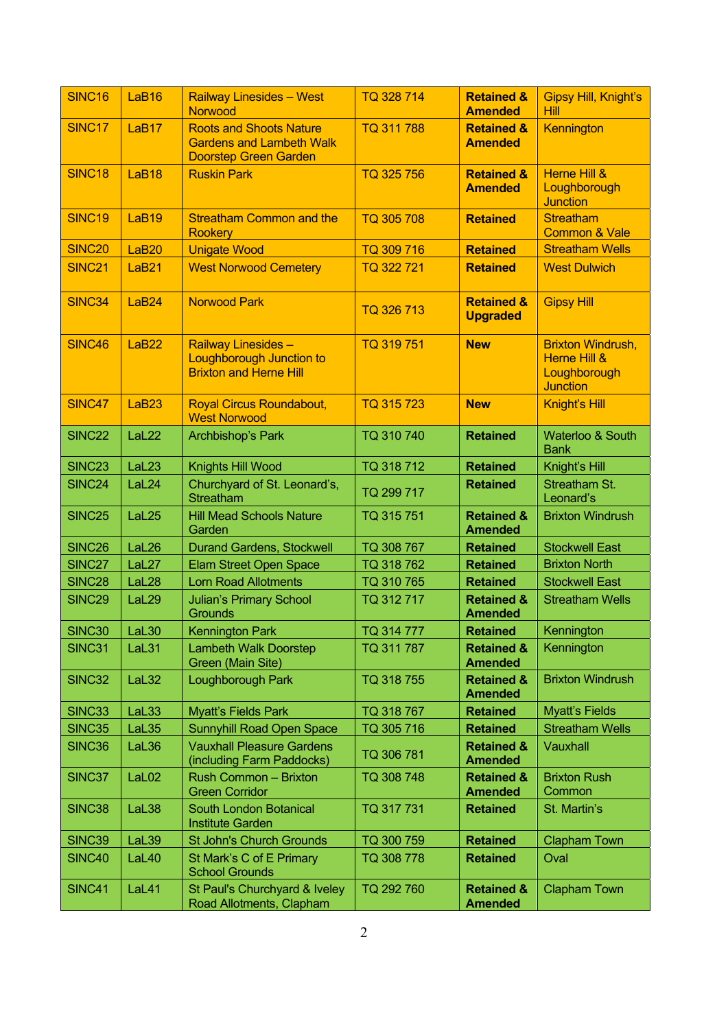| SINC16 | LaB16 | Railway Linesides – West Norwood | TQ 328 714 | **Retained & Amended** | Gipsy Hill, Knight's Hill |
|---|---|---|---|---|---|
| SINC17 | LaB17 | Roots and Shoots Nature Gardens and Lambeth Walk Doorstep Green Garden | TQ 311 788 | **Retained & Amended** | Kennington |
| SINC18 | LaB18 | Ruskin Park | TQ 325 756 | **Retained & Amended** | Herne Hill & Loughborough Junction |
| SINC19 | LaB19 | Streatham Common and the Rookery | TQ 305 708 | **Retained** | Streatham Common & Vale |
| SINC20 | LaB20 | Unigate Wood | TQ 309 716 | **Retained** | Streatham Wells |
| SINC21 | LaB21 | West Norwood Cemetery | TQ 322 721 | **Retained** | West Dulwich |
| SINC34 | LaB24 | Norwood Park | TQ 326 713 | **Retained & Upgraded** | Gipsy Hill |
| SINC46 | LaB22 | Railway Linesides – Loughborough Junction to Brixton and Herne Hill | TQ 319 751 | **New** | Brixton Windrush, Herne Hill & Loughborough Junction |
| SINC47 | LaB23 | Royal Circus Roundabout, West Norwood | TQ 315 723 | **New** | Knight's Hill |
| SINC22 | LaL22 | Archbishop's Park | TQ 310 740 | **Retained** | Waterloo & South Bank |
| SINC23 | LaL23 | Knights Hill Wood | TQ 318 712 | **Retained** | Knight's Hill |
| SINC24 | LaL24 | Churchyard of St. Leonard's, Streatham | TQ 299 717 | **Retained** | Streatham St. Leonard's |
| SINC25 | LaL25 | Hill Mead Schools Nature Garden | TQ 315 751 | **Retained & Amended** | Brixton Windrush |
| SINC26 | LaL26 | Durand Gardens, Stockwell | TQ 308 767 | **Retained** | Stockwell East |
| SINC27 | LaL27 | Elam Street Open Space | TQ 318 762 | **Retained** | Brixton North |
| SINC28 | LaL28 | Lorn Road Allotments | TQ 310 765 | **Retained** | Stockwell East |
| SINC29 | LaL29 | Julian's Primary School Grounds | TQ 312 717 | **Retained & Amended** | Streatham Wells |
| SINC30 | LaL30 | Kennington Park | TQ 314 777 | **Retained** | Kennington |
| SINC31 | LaL31 | Lambeth Walk Doorstep Green (Main Site) | TQ 311 787 | **Retained & Amended** | Kennington |
| SINC32 | LaL32 | Loughborough Park | TQ 318 755 | **Retained & Amended** | Brixton Windrush |
| SINC33 | LaL33 | Myatt's Fields Park | TQ 318 767 | **Retained** | Myatt's Fields |
| SINC35 | LaL35 | Sunnyhill Road Open Space | TQ 305 716 | **Retained** | Streatham Wells |
| SINC36 | LaL36 | Vauxhall Pleasure Gardens (including Farm Paddocks) | TQ 306 781 | **Retained & Amended** | Vauxhall |
| SINC37 | LaL02 | Rush Common – Brixton Green Corridor | TQ 308 748 | **Retained & Amended** | Brixton Rush Common |
| SINC38 | LaL38 | South London Botanical Institute Garden | TQ 317 731 | **Retained** | St. Martin's |
| SINC39 | LaL39 | St John's Church Grounds | TQ 300 759 | **Retained** | Clapham Town |
| SINC40 | LaL40 | St Mark's C of E Primary School Grounds | TQ 308 778 | **Retained** | Oval |
| SINC41 | LaL41 | St Paul's Churchyard & Iveley Road Allotments, Clapham | TQ 292 760 | **Retained & Amended** | Clapham Town |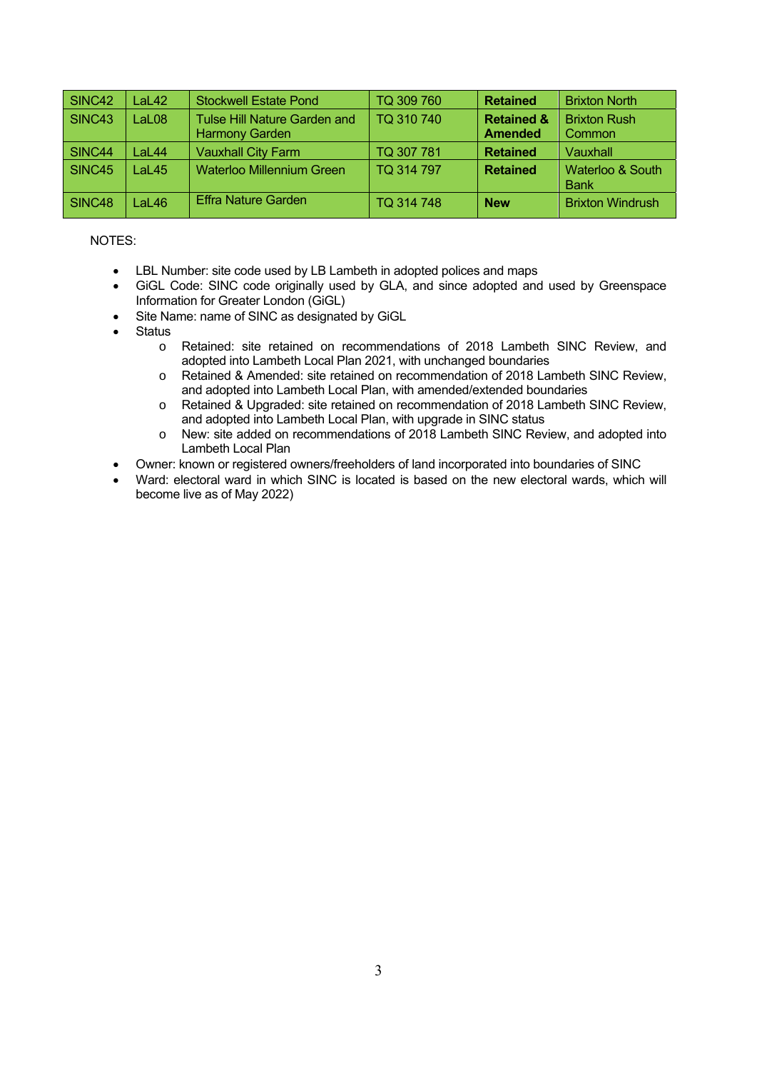| | | | | | |
|---|---|---|---|---|---|
| SINC42 | LaL42 | Stockwell Estate Pond | TQ 309 760 | **Retained** | Brixton North |
| SINC43 | LaL08 | Tulse Hill Nature Garden and Harmony Garden | TQ 310 740 | **Retained & Amended** | Brixton Rush Common |
| SINC44 | LaL44 | Vauxhall City Farm | TQ 307 781 | **Retained** | Vauxhall |
| SINC45 | LaL45 | Waterloo Millennium Green | TQ 314 797 | **Retained** | Waterloo & South Bank |
| SINC48 | LaL46 | Effra Nature Garden | TQ 314 748 | **New** | Brixton Windrush |

NOTES:

- LBL Number: site code used by LB Lambeth in adopted polices and maps
- GiGL Code: SINC code originally used by GLA, and since adopted and used by Greenspace Information for Greater London (GiGL)
- Site Name: name of SINC as designated by GiGL
- Status
    - Retained: site retained on recommendations of 2018 Lambeth SINC Review, and adopted into Lambeth Local Plan 2021, with unchanged boundaries
    - Retained & Amended: site retained on recommendation of 2018 Lambeth SINC Review, and adopted into Lambeth Local Plan, with amended/extended boundaries
    - Retained & Upgraded: site retained on recommendation of 2018 Lambeth SINC Review, and adopted into Lambeth Local Plan, with upgrade in SINC status
    - New: site added on recommendations of 2018 Lambeth SINC Review, and adopted into Lambeth Local Plan
- Owner: known or registered owners/freeholders of land incorporated into boundaries of SINC
- Ward: electoral ward in which SINC is located is based on the new electoral wards, which will become live as of May 2022)